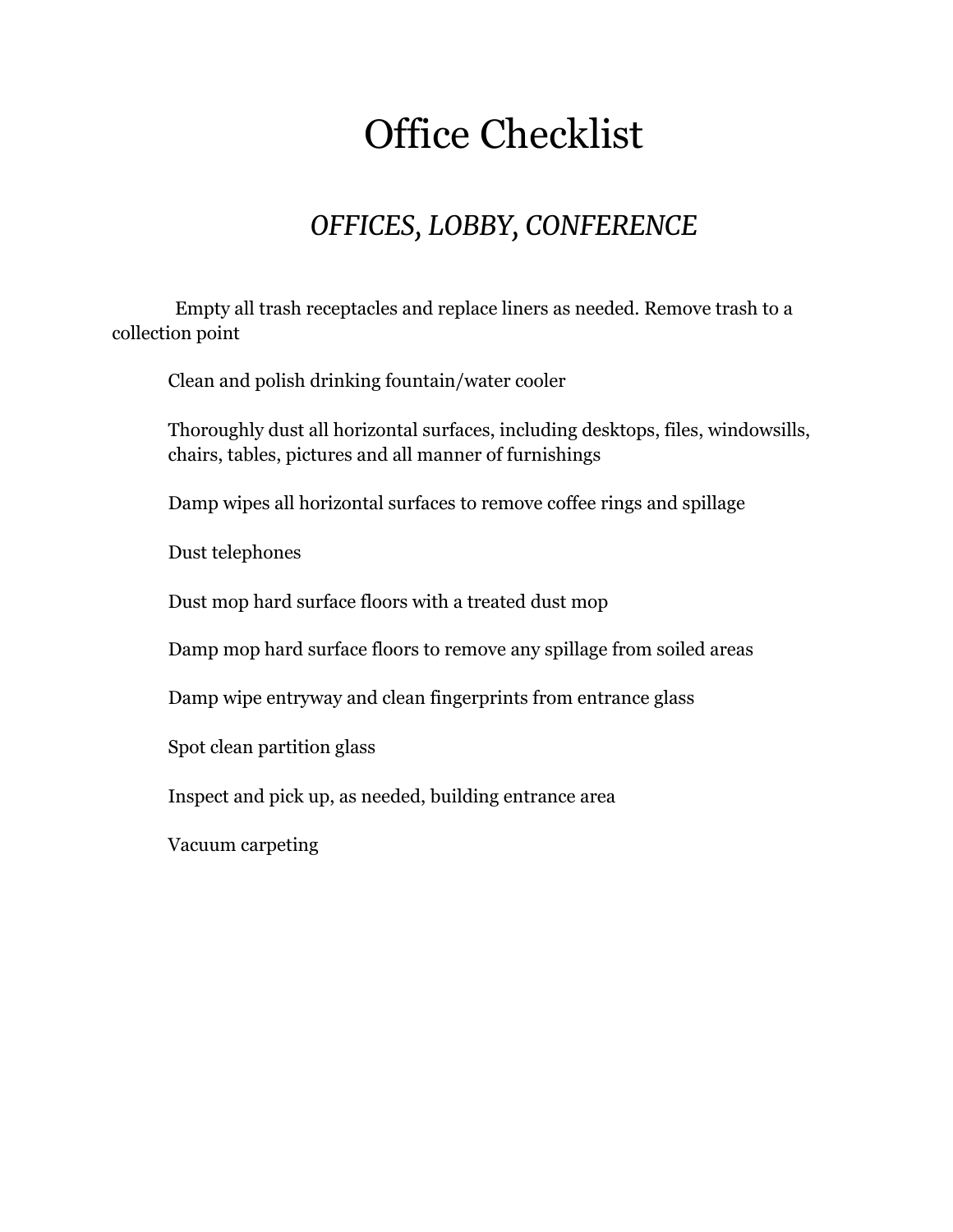# Office Checklist

## *OFFICES, LOBBY, CONFERENCE*

Empty all trash receptacles and replace liners as needed. Remove trash to a collection point

Clean and polish drinking fountain/water cooler

Thoroughly dust all horizontal surfaces, including desktops, files, windowsills, chairs, tables, pictures and all manner of furnishings

Damp wipes all horizontal surfaces to remove coffee rings and spillage

Dust telephones

Dust mop hard surface floors with a treated dust mop

Damp mop hard surface floors to remove any spillage from soiled areas

Damp wipe entryway and clean fingerprints from entrance glass

Spot clean partition glass

Inspect and pick up, as needed, building entrance area

Vacuum carpeting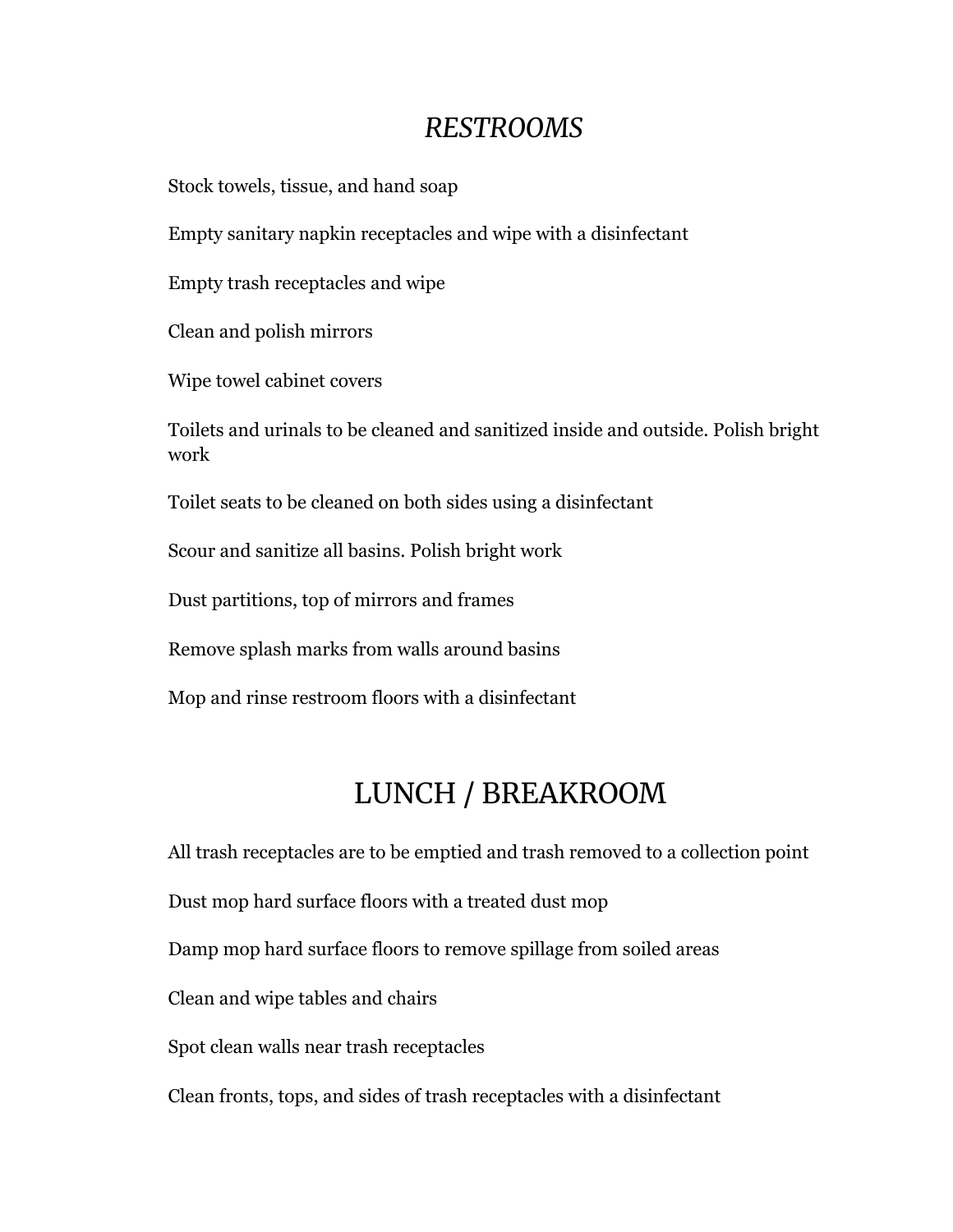# *RESTROOMS*

Stock towels, tissue, and hand soap

Empty sanitary napkin receptacles and wipe with a disinfectant

Empty trash receptacles and wipe

Clean and polish mirrors

Wipe towel cabinet covers

Toilets and urinals to be cleaned and sanitized inside and outside. Polish bright work

Toilet seats to be cleaned on both sides using a disinfectant

Scour and sanitize all basins. Polish bright work

Dust partitions, top of mirrors and frames

Remove splash marks from walls around basins

Mop and rinse restroom floors with a disinfectant

# LUNCH / BREAKROOM

All trash receptacles are to be emptied and trash removed to a collection point

Dust mop hard surface floors with a treated dust mop

Damp mop hard surface floors to remove spillage from soiled areas

Clean and wipe tables and chairs

Spot clean walls near trash receptacles

Clean fronts, tops, and sides of trash receptacles with a disinfectant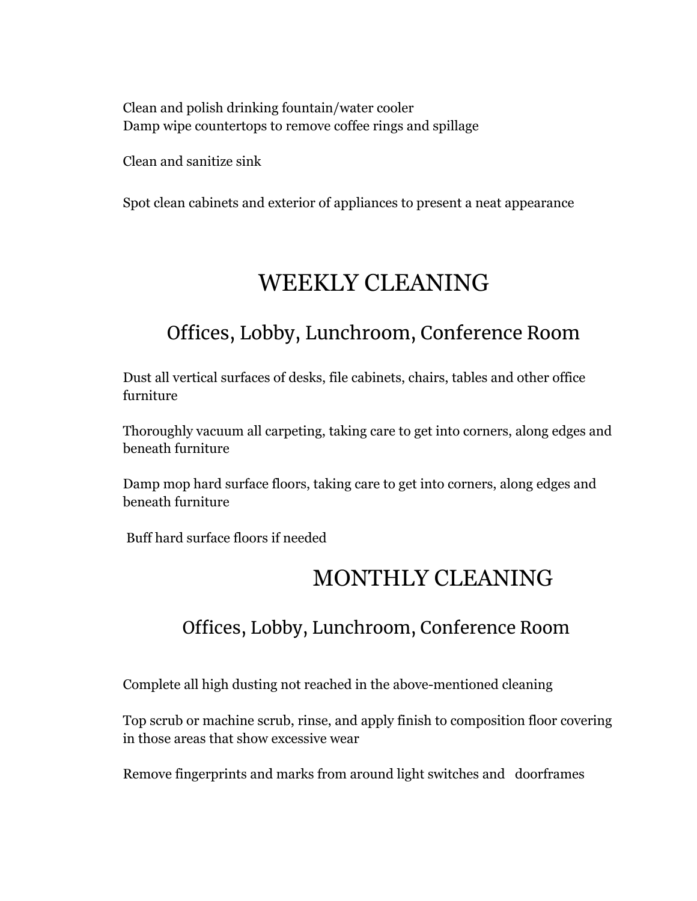Clean and polish drinking fountain/water cooler
Damp wipe countertops to remove coffee rings and spillage

Clean and sanitize sink

Spot clean cabinets and exterior of appliances to present a neat appearance

# WEEKLY CLEANING

## Offices, Lobby, Lunchroom, Conference Room

Dust all vertical surfaces of desks, file cabinets, chairs, tables and other office furniture

Thoroughly vacuum all carpeting, taking care to get into corners, along edges and beneath furniture

Damp mop hard surface floors, taking care to get into corners, along edges and beneath furniture

Buff hard surface floors if needed

# MONTHLY CLEANING

## Offices, Lobby, Lunchroom, Conference Room

Complete all high dusting not reached in the above-mentioned cleaning

Top scrub or machine scrub, rinse, and apply finish to composition floor covering in those areas that show excessive wear

Remove fingerprints and marks from around light switches and doorframes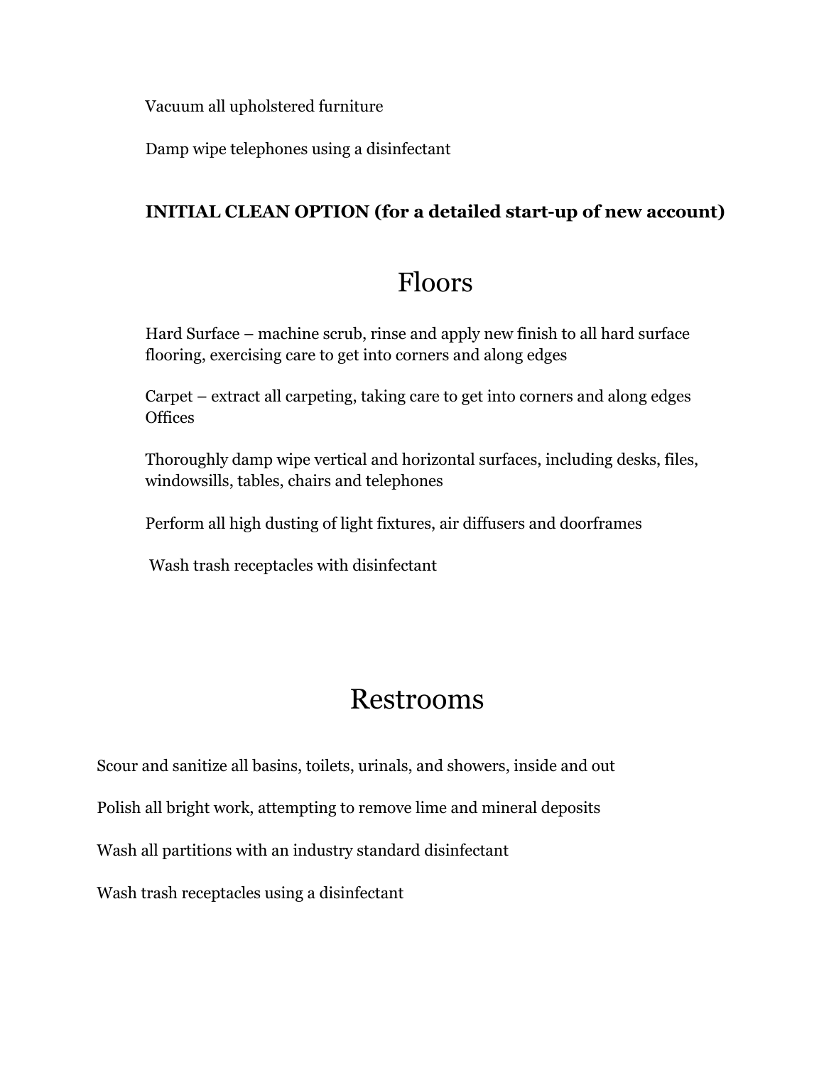Vacuum all upholstered furniture

Damp wipe telephones using a disinfectant

**INITIAL CLEAN OPTION (for a detailed start-up of new account)**

# Floors

Hard Surface – machine scrub, rinse and apply new finish to all hard surface flooring, exercising care to get into corners and along edges

Carpet – extract all carpeting, taking care to get into corners and along edges
Offices

Thoroughly damp wipe vertical and horizontal surfaces, including desks, files, windowsills, tables, chairs and telephones

Perform all high dusting of light fixtures, air diffusers and doorframes

Wash trash receptacles with disinfectant

# Restrooms

Scour and sanitize all basins, toilets, urinals, and showers, inside and out

Polish all bright work, attempting to remove lime and mineral deposits

Wash all partitions with an industry standard disinfectant

Wash trash receptacles using a disinfectant